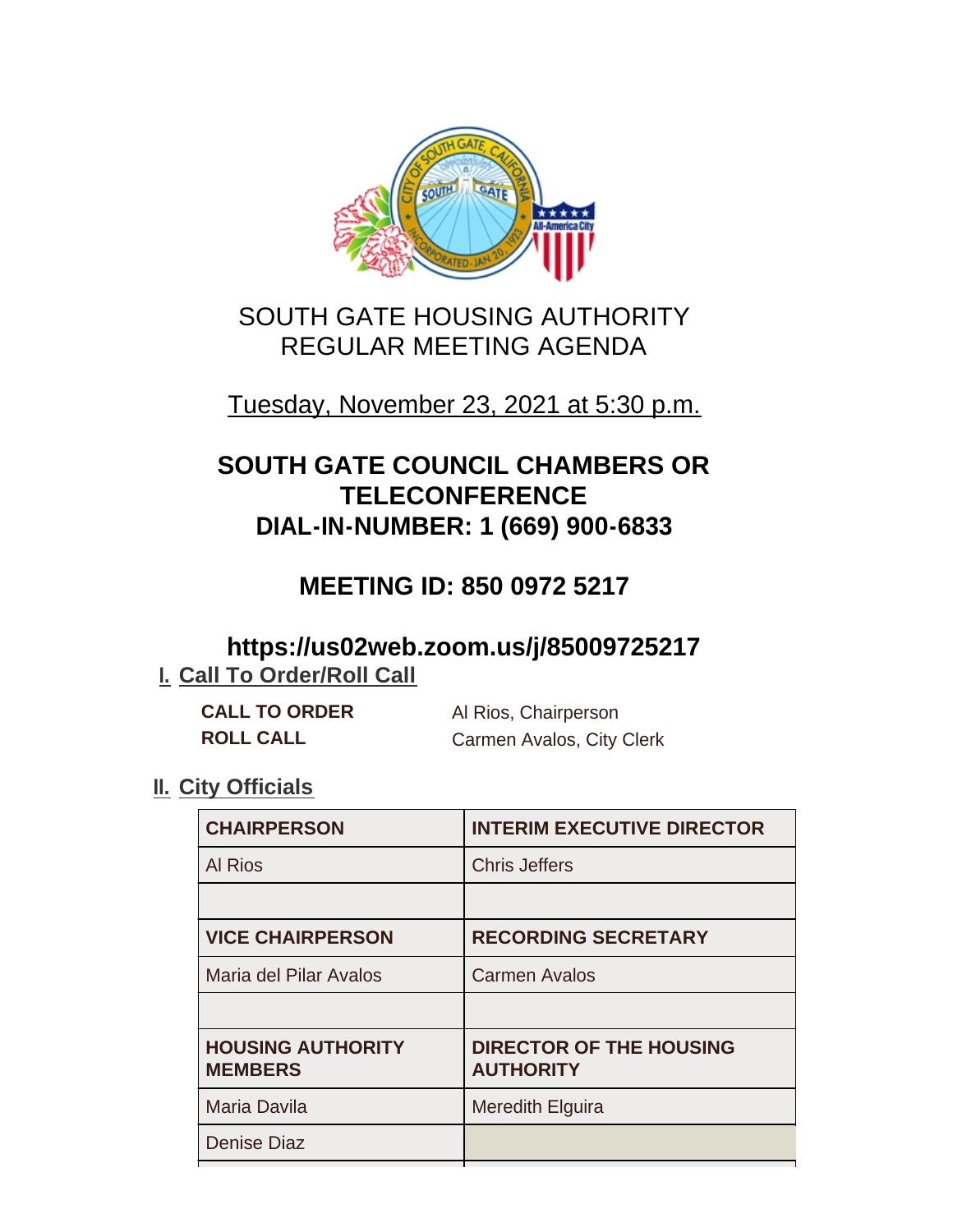# SOUTH GATE HOUSING AUTHORITY REGULAR MEETING AGENDA

Tuesday, November 23, 2021 at 5:30 p.m.

## SOUTH GATE COUNCIL CHAMBERS OR TELECONFERENCE DIAL-IN-NUMBER: 1 (669) 900-6833

## MEETING ID: 850 0972 5217

## https://us02web.zoom.us/j/85009725217

## I. Call To Order/Roll Call

**CALL TO ORDER** Al Rios, Chairperson

**ROLL CALL** Carmen Avalos, City Clerk

## II. City Officials

| CHAIRPERSON | INTERIM EXECUTIVE DIRECTOR |
|---|---|
| Al Rios | Chris Jeffers |
| | |
| **VICE CHAIRPERSON** | **RECORDING SECRETARY** |
| Maria del Pilar Avalos | Carmen Avalos |
| | |
| **HOUSING AUTHORITY MEMBERS** | **DIRECTOR OF THE HOUSING AUTHORITY** |
| Maria Davila | Meredith Elguira |
| Denise Diaz | |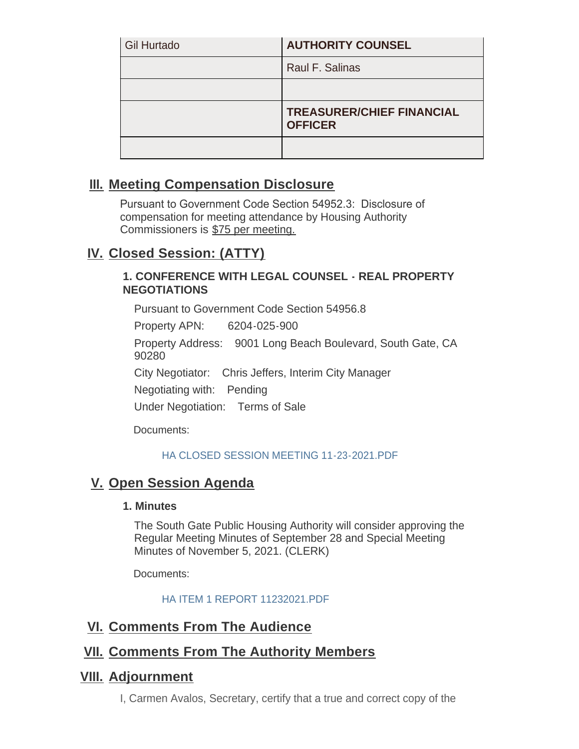| Gil Hurtado | **AUTHORITY COUNSEL** |
| --- | --- |
| | Raul F. Salinas |
| | |
| | **TREASURER/CHIEF FINANCIAL OFFICER** |
| | |

## III. Meeting Compensation Disclosure

Pursuant to Government Code Section 54952.3: Disclosure of compensation for meeting attendance by Housing Authority Commissioners is $75 per meeting.

## IV. Closed Session: (ATTY)

### 1. CONFERENCE WITH LEGAL COUNSEL - REAL PROPERTY NEGOTIATIONS

Pursuant to Government Code Section 54956.8

Property APN: 6204-025-900

Property Address: 9001 Long Beach Boulevard, South Gate, CA 90280

City Negotiator: Chris Jeffers, Interim City Manager

Negotiating with: Pending

Under Negotiation: Terms of Sale

Documents:

HA CLOSED SESSION MEETING 11-23-2021.PDF

## V. Open Session Agenda

### 1. Minutes

The South Gate Public Housing Authority will consider approving the Regular Meeting Minutes of September 28 and Special Meeting Minutes of November 5, 2021. (CLERK)

Documents:

HA ITEM 1 REPORT 11232021.PDF

## VI. Comments From The Audience

## VII. Comments From The Authority Members

## VIII. Adjournment

I, Carmen Avalos, Secretary, certify that a true and correct copy of the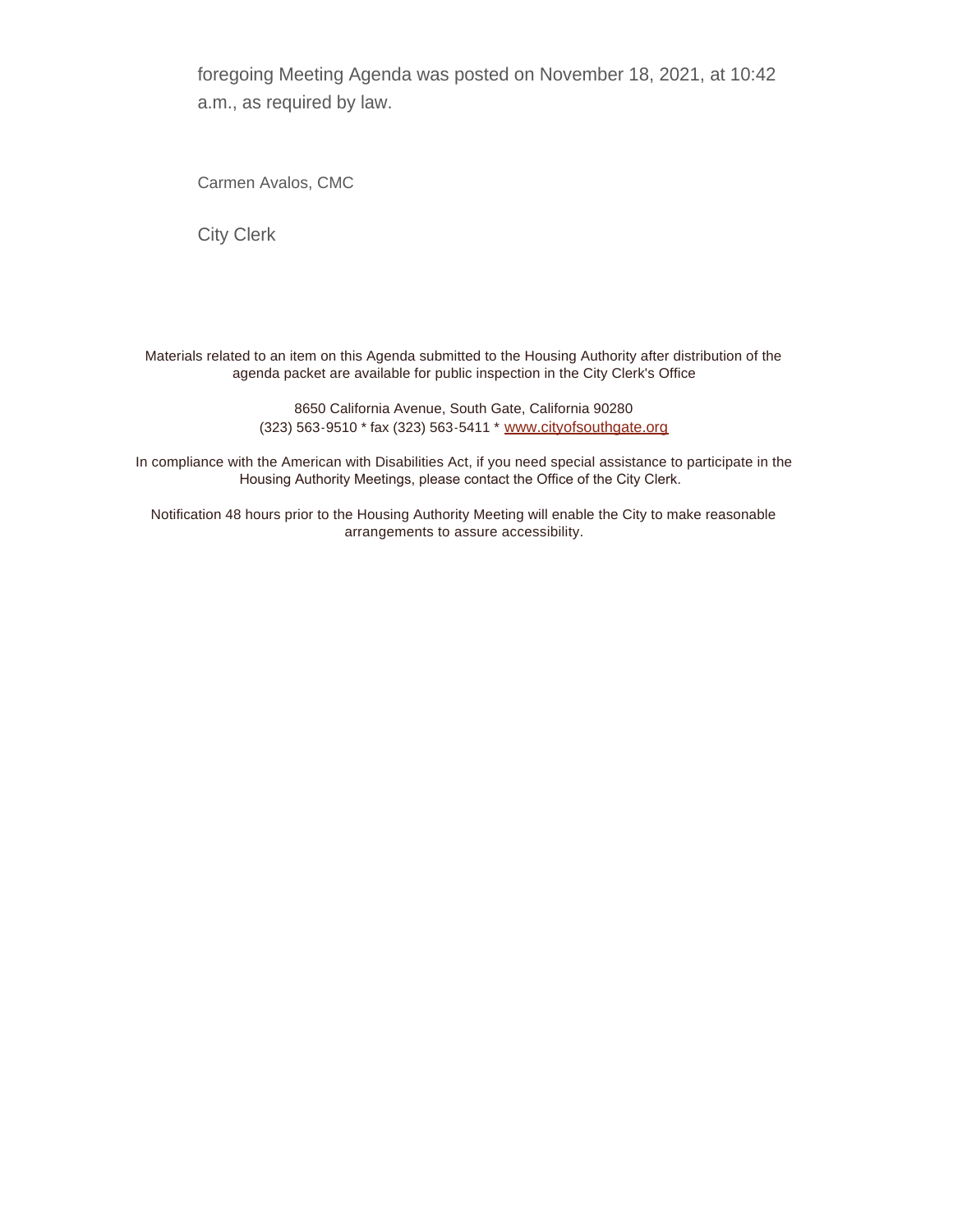foregoing Meeting Agenda was posted on November 18, 2021, at 10:42 a.m., as required by law.

Carmen Avalos, CMC

City Clerk

Materials related to an item on this Agenda submitted to the Housing Authority after distribution of the agenda packet are available for public inspection in the City Clerk's Office

8650 California Avenue, South Gate, California 90280
(323) 563-9510 * fax (323) 563-5411 * www.cityofsouthgate.org

In compliance with the American with Disabilities Act, if you need special assistance to participate in the Housing Authority Meetings, please contact the Office of the City Clerk.

Notification 48 hours prior to the Housing Authority Meeting will enable the City to make reasonable arrangements to assure accessibility.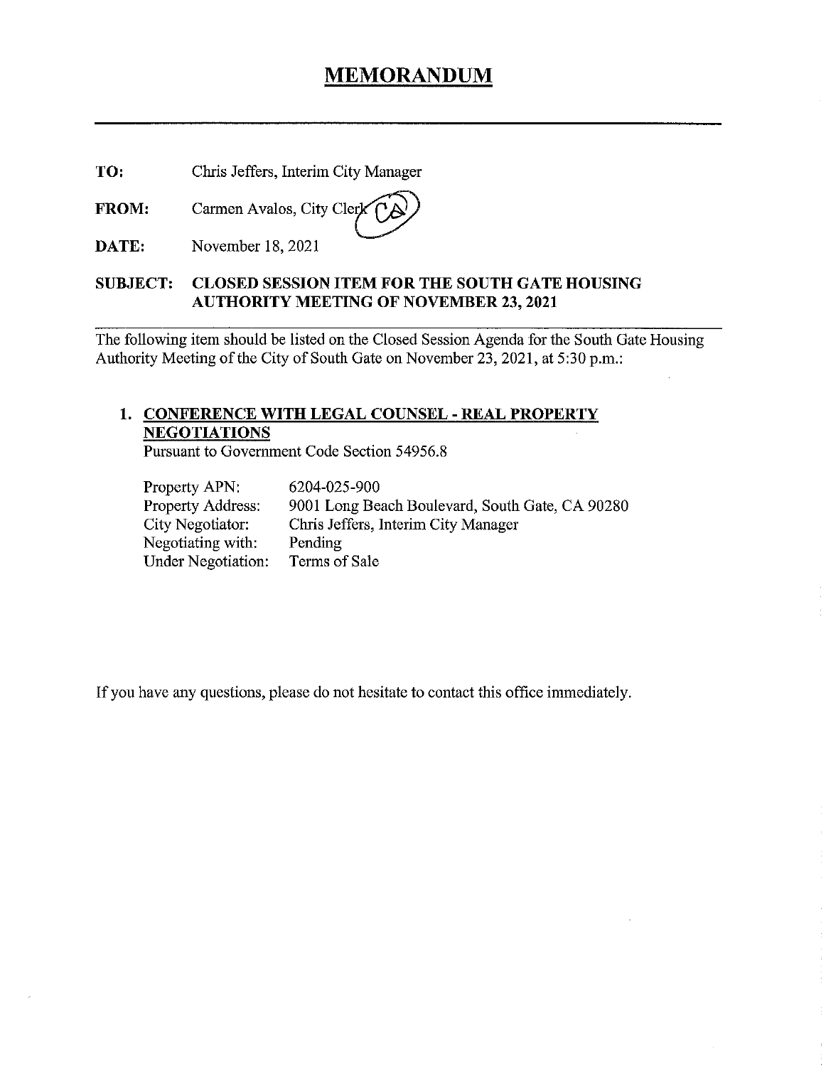# MEMORANDUM

---

**TO:** Chris Jeffers, Interim City Manager

**FROM:** Carmen Avalos, City Clerk

**DATE:** November 18, 2021

**SUBJECT: CLOSED SESSION ITEM FOR THE SOUTH GATE HOUSING AUTHORITY MEETING OF NOVEMBER 23, 2021**

---

The following item should be listed on the Closed Session Agenda for the South Gate Housing Authority Meeting of the City of South Gate on November 23, 2021, at 5:30 p.m.:

1. **CONFERENCE WITH LEGAL COUNSEL - REAL PROPERTY NEGOTIATIONS**
   Pursuant to Government Code Section 54956.8

   | | |
   |---|---|
   | Property APN: | 6204-025-900 |
   | Property Address: | 9001 Long Beach Boulevard, South Gate, CA 90280 |
   | City Negotiator: | Chris Jeffers, Interim City Manager |
   | Negotiating with: | Pending |
   | Under Negotiation: | Terms of Sale |

If you have any questions, please do not hesitate to contact this office immediately.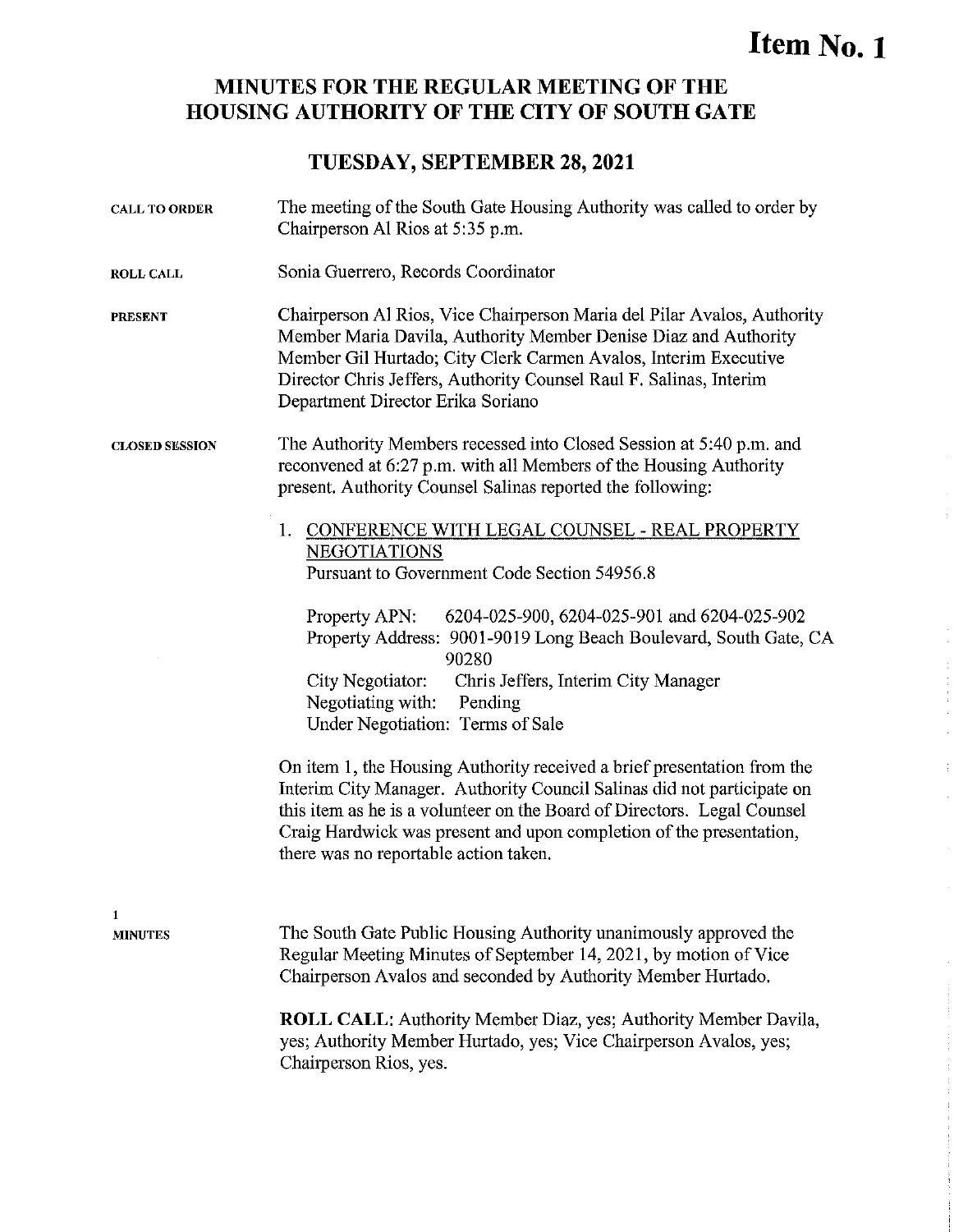# Item No. 1

## MINUTES FOR THE REGULAR MEETING OF THE HOUSING AUTHORITY OF THE CITY OF SOUTH GATE

## TUESDAY, SEPTEMBER 28, 2021

**CALL TO ORDER**

The meeting of the South Gate Housing Authority was called to order by Chairperson Al Rios at 5:35 p.m.

**ROLL CALL**

Sonia Guerrero, Records Coordinator

**PRESENT**

Chairperson Al Rios, Vice Chairperson Maria del Pilar Avalos, Authority Member Maria Davila, Authority Member Denise Diaz and Authority Member Gil Hurtado; City Clerk Carmen Avalos, Interim Executive Director Chris Jeffers, Authority Counsel Raul F. Salinas, Interim Department Director Erika Soriano

**CLOSED SESSION**

The Authority Members recessed into Closed Session at 5:40 p.m. and reconvened at 6:27 p.m. with all Members of the Housing Authority present. Authority Counsel Salinas reported the following:

1. CONFERENCE WITH LEGAL COUNSEL - REAL PROPERTY NEGOTIATIONS
   Pursuant to Government Code Section 54956.8

   Property APN: 6204-025-900, 6204-025-901 and 6204-025-902
   Property Address: 9001-9019 Long Beach Boulevard, South Gate, CA 90280
   City Negotiator: Chris Jeffers, Interim City Manager
   Negotiating with: Pending
   Under Negotiation: Terms of Sale

On item 1, the Housing Authority received a brief presentation from the Interim City Manager. Authority Council Salinas did not participate on this item as he is a volunteer on the Board of Directors. Legal Counsel Craig Hardwick was present and upon completion of the presentation, there was no reportable action taken.

**1**
**MINUTES**

The South Gate Public Housing Authority unanimously approved the Regular Meeting Minutes of September 14, 2021, by motion of Vice Chairperson Avalos and seconded by Authority Member Hurtado.

**ROLL CALL:** Authority Member Diaz, yes; Authority Member Davila, yes; Authority Member Hurtado, yes; Vice Chairperson Avalos, yes; Chairperson Rios, yes.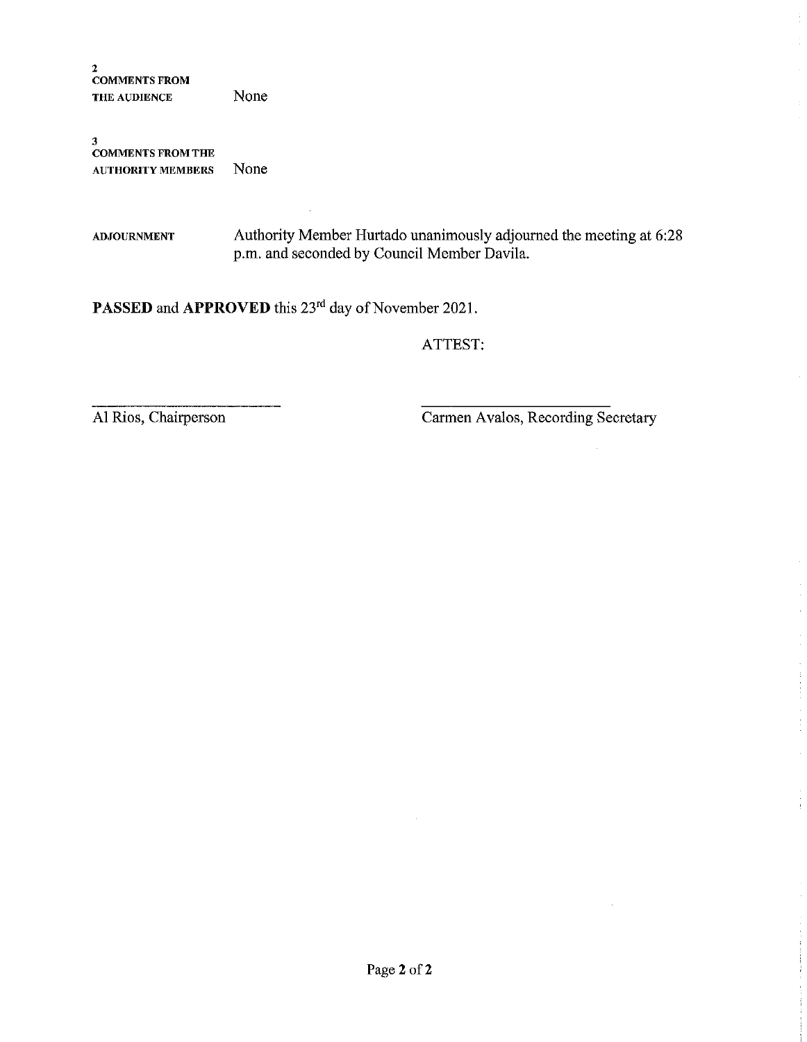**2**
**COMMENTS FROM THE AUDIENCE** None

**3**
**COMMENTS FROM THE AUTHORITY MEMBERS** None

**ADJOURNMENT** Authority Member Hurtado unanimously adjourned the meeting at 6:28 p.m. and seconded by Council Member Davila.

**PASSED** and **APPROVED** this 23rd day of November 2021.

ATTEST:

______________________________
Al Rios, Chairperson

______________________________
Carmen Avalos, Recording Secretary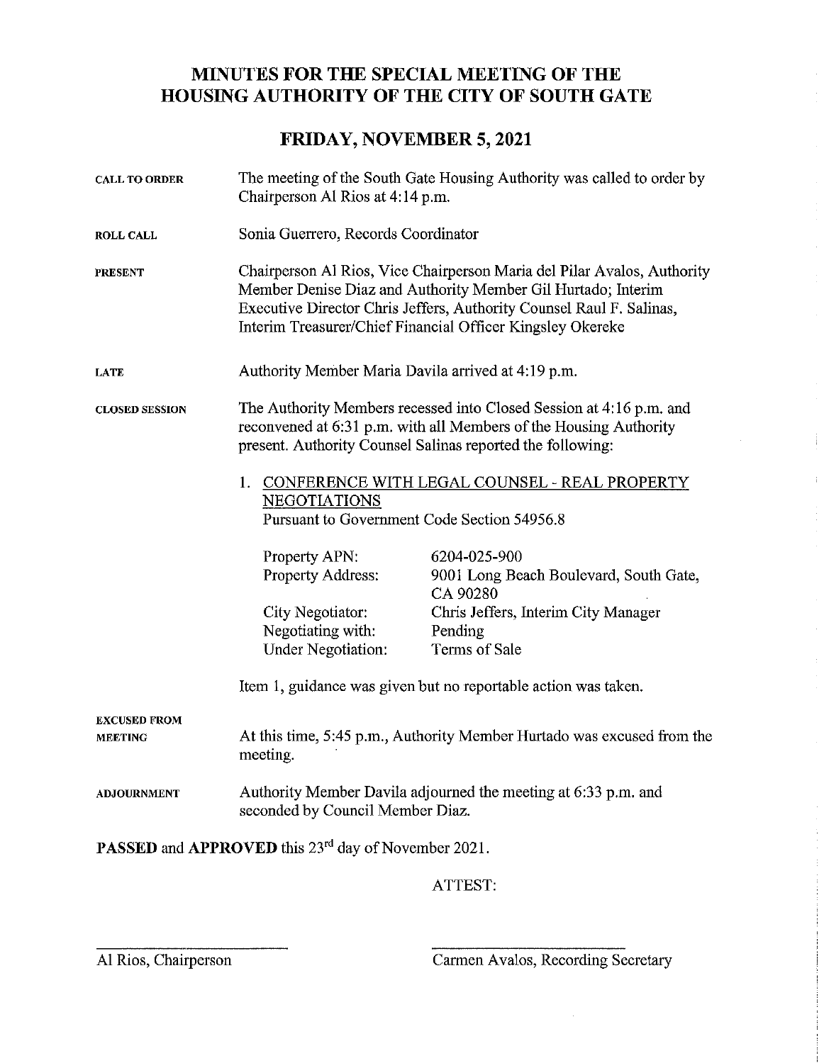# MINUTES FOR THE SPECIAL MEETING OF THE HOUSING AUTHORITY OF THE CITY OF SOUTH GATE

## FRIDAY, NOVEMBER 5, 2021

**CALL TO ORDER** The meeting of the South Gate Housing Authority was called to order by Chairperson Al Rios at 4:14 p.m.

**ROLL CALL** Sonia Guerrero, Records Coordinator

**PRESENT** Chairperson Al Rios, Vice Chairperson Maria del Pilar Avalos, Authority Member Denise Diaz and Authority Member Gil Hurtado; Interim Executive Director Chris Jeffers, Authority Counsel Raul F. Salinas, Interim Treasurer/Chief Financial Officer Kingsley Okereke

**LATE** Authority Member Maria Davila arrived at 4:19 p.m.

**CLOSED SESSION** The Authority Members recessed into Closed Session at 4:16 p.m. and reconvened at 6:31 p.m. with all Members of the Housing Authority present. Authority Counsel Salinas reported the following:

1. CONFERENCE WITH LEGAL COUNSEL - REAL PROPERTY NEGOTIATIONS
   Pursuant to Government Code Section 54956.8

| | |
|---|---|
| Property APN: | 6204-025-900 |
| Property Address: | 9001 Long Beach Boulevard, South Gate, CA 90280 |
| City Negotiator: | Chris Jeffers, Interim City Manager |
| Negotiating with: | Pending |
| Under Negotiation: | Terms of Sale |

Item 1, guidance was given but no reportable action was taken.

**EXCUSED FROM MEETING** At this time, 5:45 p.m., Authority Member Hurtado was excused from the meeting.

**ADJOURNMENT** Authority Member Davila adjourned the meeting at 6:33 p.m. and seconded by Council Member Diaz.

**PASSED** and **APPROVED** this 23rd day of November 2021.

ATTEST:

Al Rios, Chairperson

Carmen Avalos, Recording Secretary